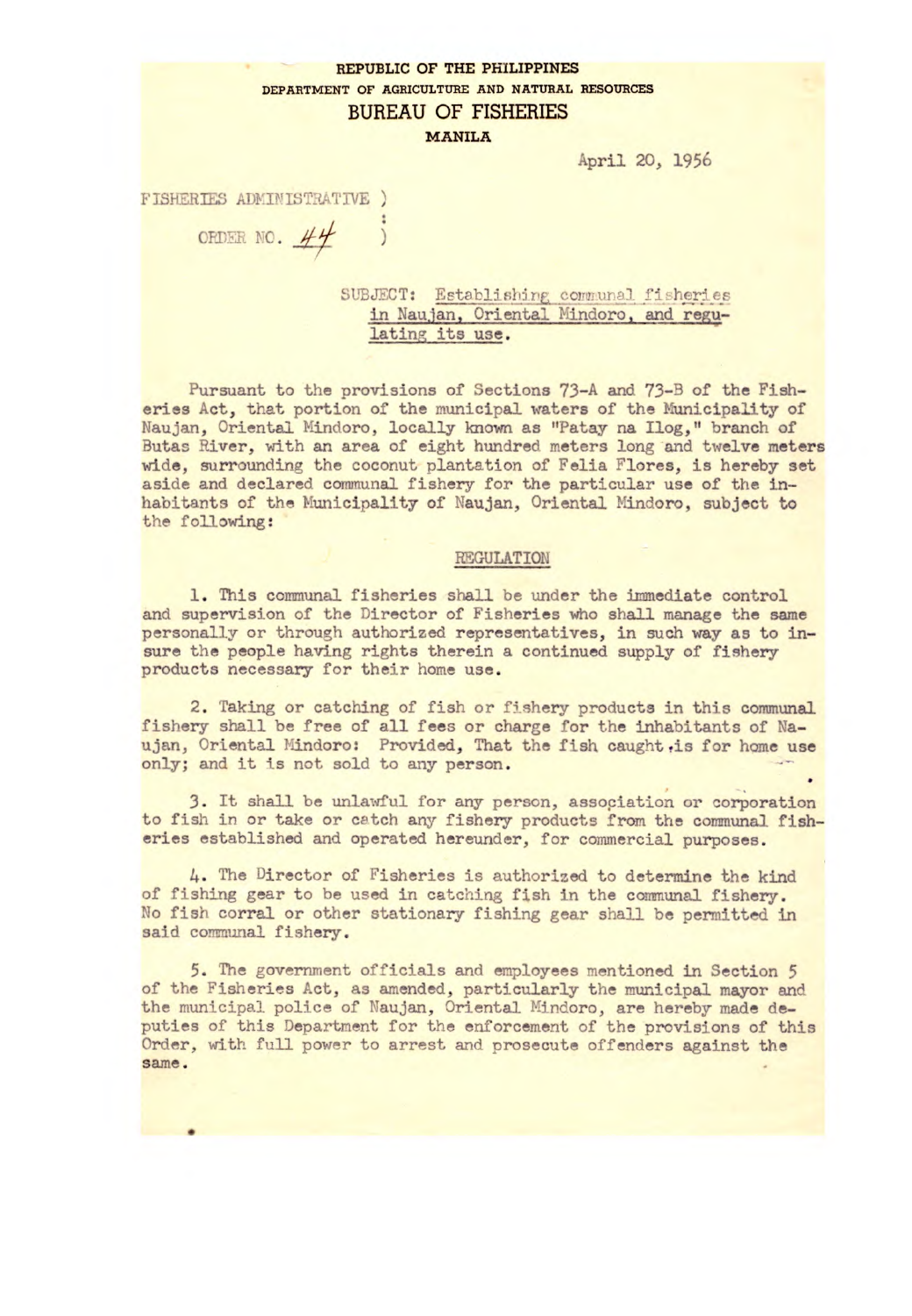**REPUBLIC OF THE PHILIPPINES**
**DEPARTMENT OF AGRICULTURE AND NATURAL RESOURCES**
# BUREAU OF FISHERIES
**MANILA**

April 20, 1956

FISHERIES ADMINISTRATIVE ORDER NO. 44

SUBJECT: Establishing communal fisheries in Naujan, Oriental Mindoro, and regulating its use.

Pursuant to the provisions of Sections 73-A and 73-B of the Fisheries Act, that portion of the municipal waters of the Municipality of Naujan, Oriental Mindoro, locally known as "Patay na Ilog," branch of Butas River, with an area of eight hundred meters long and twelve meters wide, surrounding the coconut plantation of Felia Flores, is hereby set aside and declared communal fishery for the particular use of the inhabitants of the Municipality of Naujan, Oriental Mindoro, subject to the following:

## REGULATION

1. This communal fisheries shall be under the immediate control and supervision of the Director of Fisheries who shall manage the same personally or through authorized representatives, in such way as to insure the people having rights therein a continued supply of fishery products necessary for their home use.

2. Taking or catching of fish or fishery products in this communal fishery shall be free of all fees or charge for the inhabitants of Naujan, Oriental Mindoro: Provided, That the fish caught is for home use only; and it is not sold to any person.

3. It shall be unlawful for any person, association or corporation to fish in or take or catch any fishery products from the communal fisheries established and operated hereunder, for commercial purposes.

4. The Director of Fisheries is authorized to determine the kind of fishing gear to be used in catching fish in the communal fishery. No fish corral or other stationary fishing gear shall be permitted in said communal fishery.

5. The government officials and employees mentioned in Section 5 of the Fisheries Act, as amended, particularly the municipal mayor and the municipal police of Naujan, Oriental Mindoro, are hereby made deputies of this Department for the enforcement of the provisions of this Order, with full power to arrest and prosecute offenders against the same.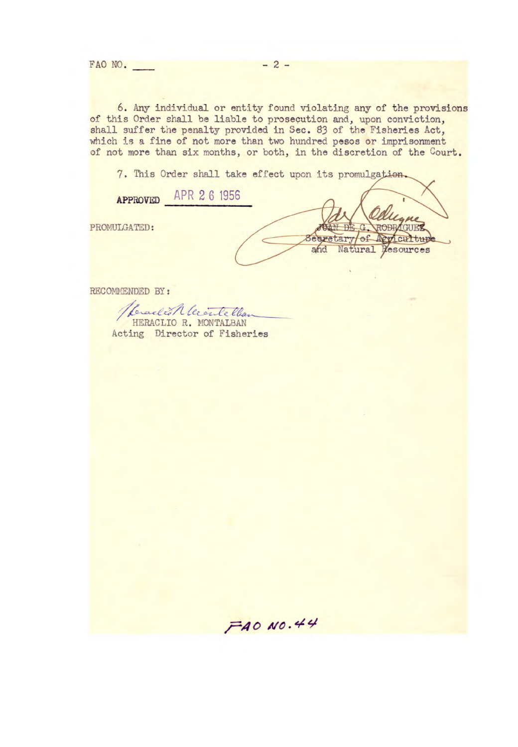FAO NO. ____

6. Any individual or entity found violating any of the provisions of this Order shall be liable to prosecution and, upon conviction, shall suffer the penalty provided in Sec. 83 of the Fisheries Act, which is a fine of not more than two hundred pesos or imprisonment of not more than six months, or both, in the discretion of the Court.

7. This Order shall take effect upon its promulgation.

**APPROVED** APR 26 1956

PROMULGATED:

JUAN DE G. RODRIGUEZ
Secretary of Agriculture
and Natural Resources

RECOMMENDED BY:

HERACLIO R. MONTALBAN
Acting Director of Fisheries

FAO NO. 44